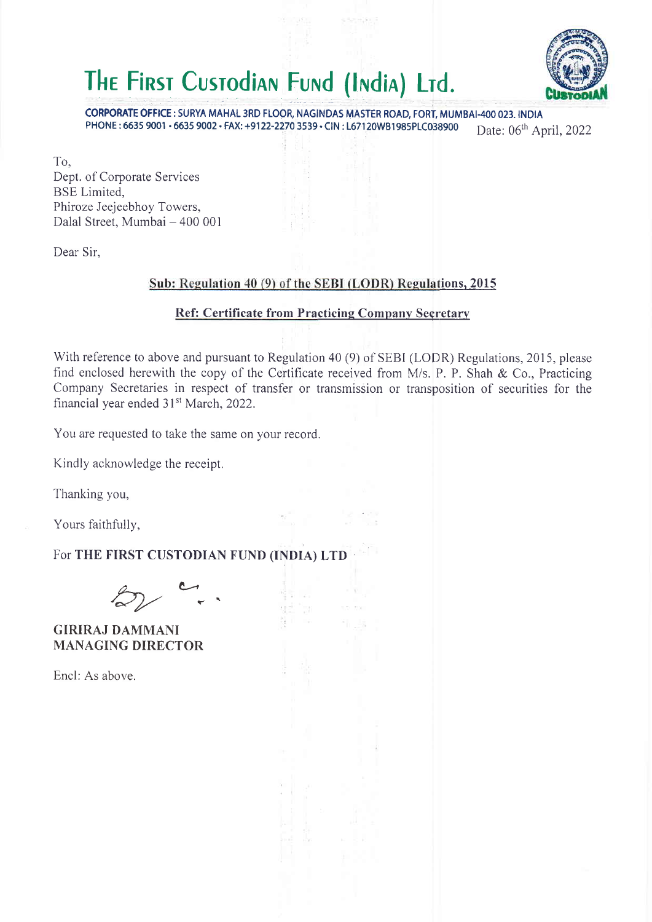# The First Custodian Fund (India) Ltd.

**CORPORATE OFFICE : SURYA MAHAL 3RD FLOOR, NAGINDAS MASTER ROAD, FORT, MUMBAI-400 023. INDIA**
**PHONE : 6635 9001 • 6635 9002 • FAX: +9122-2270 3539 • CIN : L67120WB1985PLC038900**

Date: 06th April, 2022

To,
Dept. of Corporate Services
BSE Limited,
Phiroze Jeejeebhoy Towers,
Dalal Street, Mumbai – 400 001

Dear Sir,

**Sub: Regulation 40 (9) of the SEBI (LODR) Regulations, 2015**

**Ref: Certificate from Practicing Company Secretary**

With reference to above and pursuant to Regulation 40 (9) of SEBI (LODR) Regulations, 2015, please find enclosed herewith the copy of the Certificate received from M/s. P. P. Shah & Co., Practicing Company Secretaries in respect of transfer or transmission or transposition of securities for the financial year ended 31st March, 2022.

You are requested to take the same on your record.

Kindly acknowledge the receipt.

Thanking you,

Yours faithfully,

For **THE FIRST CUSTODIAN FUND (INDIA) LTD**

**GIRIRAJ DAMMANI**
**MANAGING DIRECTOR**

Encl: As above.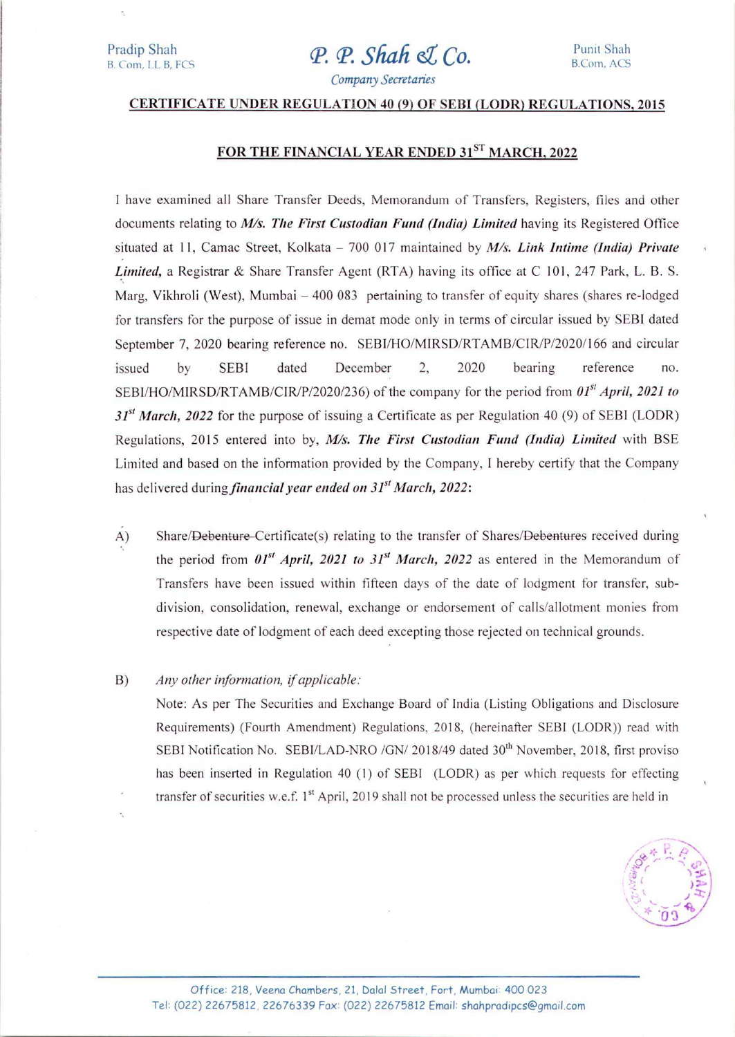Pradip Shah
B. Com, LL B, FCS

# *P. P. Shah & Co.*

*Company Secretaries*

Punit Shah
B.Com, ACS

## CERTIFICATE UNDER REGULATION 40 (9) OF SEBI (LODR) REGULATIONS, 2015

## FOR THE FINANCIAL YEAR ENDED 31ST MARCH, 2022

I have examined all Share Transfer Deeds, Memorandum of Transfers, Registers, files and other documents relating to ***M/s. The First Custodian Fund (India) Limited*** having its Registered Office situated at 11, Camac Street, Kolkata – 700 017 maintained by ***M/s. Link Intime (India) Private Limited,*** a Registrar & Share Transfer Agent (RTA) having its office at C 101, 247 Park, L. B. S. Marg, Vikhroli (West), Mumbai – 400 083 pertaining to transfer of equity shares (shares re-lodged for transfers for the purpose of issue in demat mode only in terms of circular issued by SEBI dated September 7, 2020 bearing reference no. SEBI/HO/MIRSD/RTAMB/CIR/P/2020/166 and circular issued by SEBI dated December 2, 2020 bearing reference no. SEBI/HO/MIRSD/RTAMB/CIR/P/2020/236) of the company for the period from ***01st April, 2021 to 31st March, 2022*** for the purpose of issuing a Certificate as per Regulation 40 (9) of SEBI (LODR) Regulations, 2015 entered into by, ***M/s. The First Custodian Fund (India) Limited*** with BSE Limited and based on the information provided by the Company, I hereby certify that the Company has delivered during ***financial year ended on 31st March, 2022***:

A) Share/~~Debenture~~ Certificate(s) relating to the transfer of Shares/~~Debentures~~ received during the period from ***01st April, 2021 to 31st March, 2022*** as entered in the Memorandum of Transfers have been issued within fifteen days of the date of lodgment for transfer, sub-division, consolidation, renewal, exchange or endorsement of calls/allotment monies from respective date of lodgment of each deed excepting those rejected on technical grounds.

B) *Any other information, if applicable:*

Note: As per The Securities and Exchange Board of India (Listing Obligations and Disclosure Requirements) (Fourth Amendment) Regulations, 2018, (hereinafter SEBI (LODR)) read with SEBI Notification No. SEBI/LAD-NRO /GN/ 2018/49 dated 30th November, 2018, first proviso has been inserted in Regulation 40 (1) of SEBI (LODR) as per which requests for effecting transfer of securities w.e.f. 1st April, 2019 shall not be processed unless the securities are held in

Office: 218, Veena Chambers, 21, Dalal Street, Fort, Mumbai: 400 023
Tel: (022) 22675812, 22676339 Fax: (022) 22675812 Email: shahpradipcs@gmail.com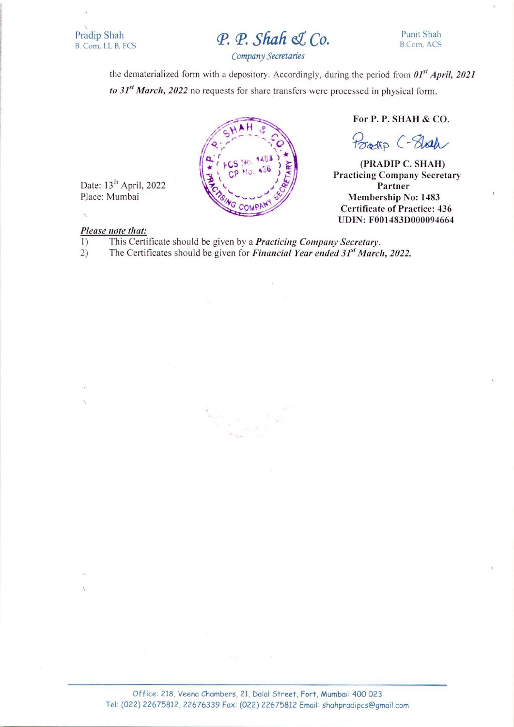the dematerialized form with a depository. Accordingly, during the period from ***01st April, 2021 to 31st March, 2022*** no requests for share transfers were processed in physical form.

**For P. P. SHAH & CO.**

**(PRADIP C. SHAH)**
**Practicing Company Secretary**
**Partner**
**Membership No: 1483**
**Certificate of Practice: 436**
**UDIN: F001483D000094664**

Date: 13th April, 2022
Place: Mumbai

***Please note that:***

1) This Certificate should be given by a ***Practicing Company Secretary***.
2) The Certificates should be given for ***Financial Year ended 31st March, 2022.***